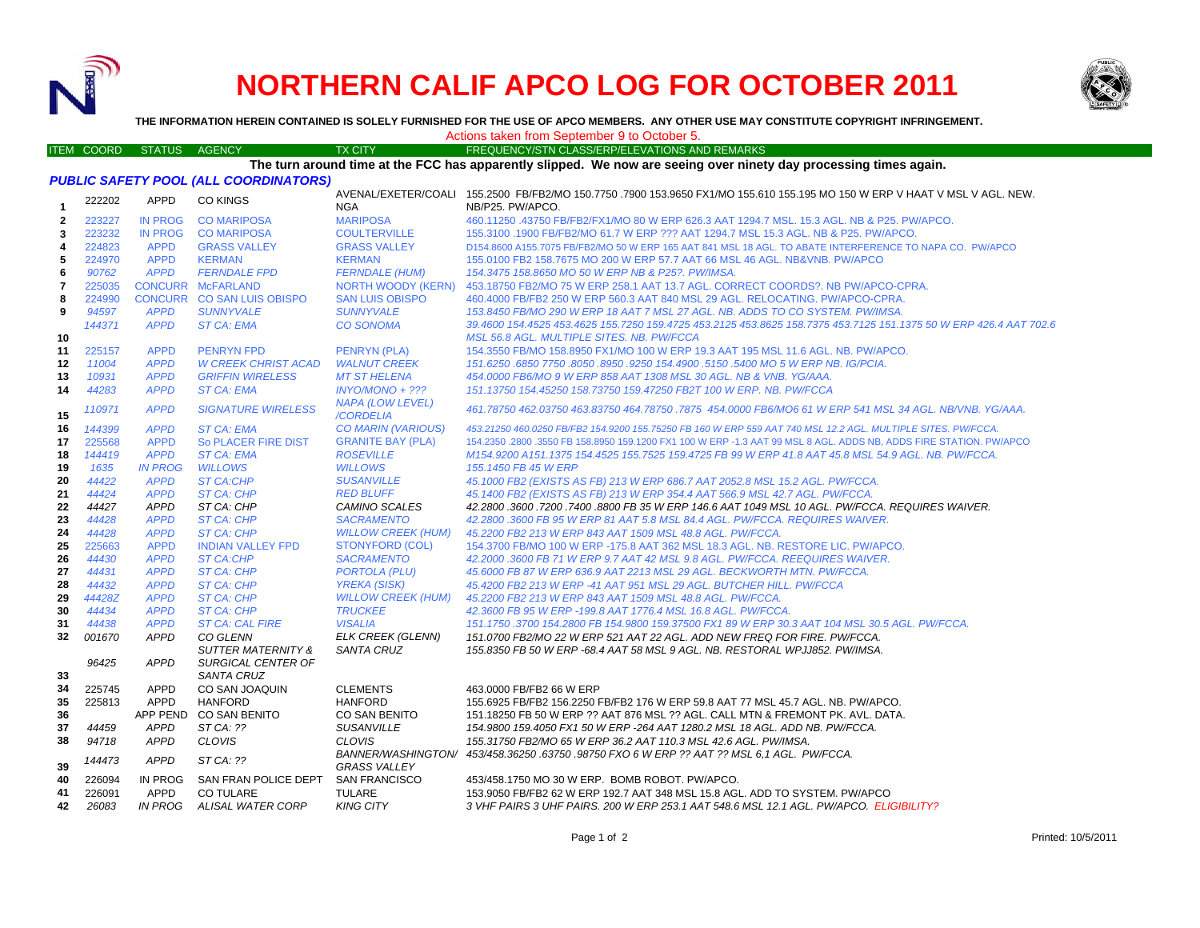# NORTHERN CALIF APCO LOG FOR OCTOBER 2011

**THE INFORMATION HEREIN CONTAINED IS SOLELY FURNISHED FOR THE USE OF APCO MEMBERS. ANY OTHER USE MAY CONSTITUTE COPYRIGHT INFRINGEMENT.**

Actions taken from September 9 to October 5.

| ITEM | COORD | STATUS | AGENCY | TX CITY | FREQUENCY/STN CLASS/ERP/ELEVATIONS AND REMARKS |
|---|---|---|---|---|---|

**The turn around time at the FCC has apparently slipped. We now are seeing over ninety day processing times again.**

### *PUBLIC SAFETY POOL (ALL COORDINATORS)*

| ITEM | COORD | STATUS | AGENCY | TX CITY | FREQUENCY/STN CLASS/ERP/ELEVATIONS AND REMARKS |
|---|---|---|---|---|---|
| 1 | 222202 | APPD | CO KINGS | AVENAL/EXETER/COALINGA | 155.2500 FB/FB2/MO 150.7750 .7900 153.9650 FX1/MO 155.610 155.195 MO 150 W ERP V HAAT V MSL V AGL. NEW. NB/P25. PW/APCO. |
| 2 | 223227 | IN PROG | CO MARIPOSA | MARIPOSA | 460.11250 .43750 FB/FB2/FX1/MO 80 W ERP 626.3 AAT 1294.7 MSL. 15.3 AGL. NB & P25. PW/APCO. |
| 3 | 223232 | IN PROG | CO MARIPOSA | COULTERVILLE | 155.3100 .1900 FB/FB2/MO 61.7 W ERP ??? AAT 1294.7 MSL 15.3 AGL. NB & P25. PW/APCO. |
| 4 | 224823 | APPD | GRASS VALLEY | GRASS VALLEY | D154.8600 A155.7075 FB/FB2/MO 50 W ERP 165 AAT 841 MSL 18 AGL. TO ABATE INTERFERENCE TO NAPA CO. PW/APCO |
| 5 | 224970 | APPD | KERMAN | KERMAN | 155.0100 FB2 158.7675 MO 200 W ERP 57.7 AAT 66 MSL 46 AGL. NB&VNB. PW/APCO |
| 6 | *90762* | *APPD* | *FERNDALE FPD* | *FERNDALE (HUM)* | *154.3475 158.8650 MO 50 W ERP NB & P25?. PW/IMSA.* |
| 7 | 225035 | CONCURR | McFARLAND | NORTH WOODY (KERN) | 453.18750 FB2/MO 75 W ERP 258.1 AAT 13.7 AGL. CORRECT COORDS?. NB PW/APCO-CPRA. |
| 8 | 224990 | CONCURR | CO SAN LUIS OBISPO | SAN LUIS OBISPO | 460.4000 FB/FB2 250 W ERP 560.3 AAT 840 MSL 29 AGL. RELOCATING. PW/APCO-CPRA. |
| 9 | *94597* | *APPD* | *SUNNYVALE* | *SUNNYVALE* | *153.8450 FB/MO 290 W ERP 18 AAT 7 MSL 27 AGL. NB. ADDS TO CO SYSTEM. PW/IMSA.* |
| 10 | *144371* | *APPD* | *ST CA: EMA* | *CO SONOMA* | *39.4600 154.4525 453.4625 155.7250 159.4725 453.2125 453.8625 158.7375 453.7125 151.1375 50 W ERP 426.4 AAT 702.6 MSL 56.8 AGL. MULTIPLE SITES. NB. PW/FCCA* |
| 11 | 225157 | APPD | PENRYN FPD | PENRYN (PLA) | 154.3550 FB/MO 158.8950 FX1/MO 100 W ERP 19.3 AAT 195 MSL 11.6 AGL. NB. PW/APCO. |
| 12 | *11004* | *APPD* | *W CREEK CHRIST ACAD* | *WALNUT CREEK* | *151.6250 .6850 7750 .8050 .8950 .9250 154.4900 .5150 .5400 MO 5 W ERP NB. IG/PCIA.* |
| 13 | *10931* | *APPD* | *GRIFFIN WIRELESS* | *MT ST HELENA* | *454.0000 FB6/MO 9 W ERP 858 AAT 1308 MSL 30 AGL. NB & VNB. YG/AAA.* |
| 14 | *44283* | *APPD* | *ST CA: EMA* | *INYO/MONO + ???* | *151.13750 154.45250 158.73750 159.47250 FB2T 100 W ERP. NB. PW/FCCA* |
| 15 | *110971* | *APPD* | *SIGNATURE WIRELESS* | *NAPA (LOW LEVEL) /CORDELIA* | *461.78750 462.03750 463.83750 464.78750 .7875 454.0000 FB6/MO6 61 W ERP 541 MSL 34 AGL. NB/VNB. YG/AAA.* |
| 16 | *144399* | *APPD* | *ST CA: EMA* | *CO MARIN (VARIOUS)* | *453.21250 460.0250 FB/FB2 154.9200 155.75250 FB 160 W ERP 559 AAT 740 MSL 12.2 AGL. MULTIPLE SITES. PW/FCCA.* |
| 17 | 225568 | APPD | So PLACER FIRE DIST | GRANITE BAY (PLA) | 154.2350 .2800 .3550 FB 158.8950 159.1200 FX1 100 W ERP -1.3 AAT 99 MSL 8 AGL. ADDS NB, ADDS FIRE STATION. PW/APCO |
| 18 | *144419* | *APPD* | *ST CA: EMA* | *ROSEVILLE* | *M154.9200 A151.1375 154.4525 155.7525 159.4725 FB 99 W ERP 41.8 AAT 45.8 MSL 54.9 AGL. NB. PW/FCCA.* |
| 19 | *1635* | *IN PROG* | *WILLOWS* | *WILLOWS* | *155.1450 FB 45 W ERP* |
| 20 | *44422* | *APPD* | *ST CA:CHP* | *SUSANVILLE* | *45.1000 FB2 (EXISTS AS FB) 213 W ERP 686.7 AAT 2052.8 MSL 15.2 AGL. PW/FCCA.* |
| 21 | *44424* | *APPD* | *ST CA: CHP* | *RED BLUFF* | *45.1400 FB2 (EXISTS AS FB) 213 W ERP 354.4 AAT 566.9 MSL 42.7 AGL. PW/FCCA.* |
| 22 | *44427* | *APPD* | *ST CA: CHP* | *CAMINO SCALES* | *42.2800 .3600 .7200 .7400 .8800 FB 35 W ERP 146.6 AAT 1049 MSL 10 AGL. PW/FCCA. REQUIRES WAIVER.* |
| 23 | *44428* | *APPD* | *ST CA: CHP* | *SACRAMENTO* | *42.2800 .3600 FB 95 W ERP 81 AAT 5.8 MSL 84.4 AGL. PW/FCCA. REQUIRES WAIVER.* |
| 24 | *44428* | *APPD* | *ST CA: CHP* | *WILLOW CREEK (HUM)* | *45.2200 FB2 213 W ERP 843 AAT 1509 MSL 48.8 AGL. PW/FCCA.* |
| 25 | 225663 | APPD | INDIAN VALLEY FPD | STONYFORD (COL) | 154.3700 FB/MO 100 W ERP -175.8 AAT 362 MSL 18.3 AGL. NB. RESTORE LIC. PW/APCO. |
| 26 | *44430* | *APPD* | *ST CA:CHP* | *SACRAMENTO* | *42.2000 .3600 FB 71 W ERP 9.7 AAT 42 MSL 9.8 AGL. PW/FCCA. REEQUIRES WAIVER.* |
| 27 | *44431* | *APPD* | *ST CA: CHP* | *PORTOLA (PLU)* | *45.6000 FB 87 W ERP 636.9 AAT 2213 MSL 29 AGL. BECKWORTH MTN. PW/FCCA.* |
| 28 | *44432* | *APPD* | *ST CA: CHP* | *YREKA (SISK)* | *45.4200 FB2 213 W ERP -41 AAT 951 MSL 29 AGL. BUTCHER HILL. PW/FCCA* |
| 29 | *44428Z* | *APPD* | *ST CA: CHP* | *WILLOW CREEK (HUM)* | *45.2200 FB2 213 W ERP 843 AAT 1509 MSL 48.8 AGL. PW/FCCA.* |
| 30 | *44434* | *APPD* | *ST CA: CHP* | *TRUCKEE* | *42.3600 FB 95 W ERP -199.8 AAT 1776.4 MSL 16.8 AGL. PW/FCCA.* |
| 31 | *44438* | *APPD* | *ST CA: CAL FIRE* | *VISALIA* | *151.1750 .3700 154.2800 FB 154.9800 159.37500 FX1 89 W ERP 30.3 AAT 104 MSL 30.5 AGL. PW/FCCA.* |
| 32 | *001670* | *APPD* | *CO GLENN* | *ELK CREEK (GLENN)* | *151.0700 FB2/MO 22 W ERP 521 AAT 22 AGL. ADD NEW FREQ FOR FIRE. PW/FCCA.* |
| 33 | *96425* | *APPD* | *SUTTER MATERNITY & SURGICAL CENTER OF SANTA CRUZ* | *SANTA CRUZ* | *155.8350 FB 50 W ERP -68.4 AAT 58 MSL 9 AGL. NB. RESTORAL WPJJ852. PW/IMSA.* |
| 34 | 225745 | APPD | CO SAN JOAQUIN | CLEMENTS | 463.0000 FB/FB2 66 W ERP |
| 35 | 225813 | APPD | HANFORD | HANFORD | 155.6925 FB/FB2 156.2250 FB/FB2 176 W ERP 59.8 AAT 77 MSL 45.7 AGL. NB. PW/APCO. |
| 36 | | APP PEND | CO SAN BENITO | CO SAN BENITO | 151.18250 FB 50 W ERP ?? AAT 876 MSL ?? AGL. CALL MTN & FREMONT PK. AVL. DATA. |
| 37 | *44459* | *APPD* | *ST CA: ??* | *SUSANVILLE* | *154.9800 159.4050 FX1 50 W ERP -264 AAT 1280.2 MSL 18 AGL. ADD NB. PW/FCCA.* |
| 38 | *94718* | *APPD* | *CLOVIS* | *CLOVIS* | *155.31750 FB2/MO 65 W ERP 36.2 AAT 110.3 MSL 42.6 AGL. PW/IMSA.* |
| 39 | *144473* | *APPD* | *ST CA: ??* | *BANNER/WASHINGTON/ GRASS VALLEY* | *453/458.36250 .63750 .98750 FXO 6 W ERP ?? AAT ?? MSL 6,1 AGL. PW/FCCA.* |
| 40 | 226094 | IN PROG | SAN FRAN POLICE DEPT | SAN FRANCISCO | 453/458.1750 MO 30 W ERP. BOMB ROBOT. PW/APCO. |
| 41 | 226091 | APPD | CO TULARE | TULARE | 153.9050 FB/FB2 62 W ERP 192.7 AAT 348 MSL 15.8 AGL. ADD TO SYSTEM. PW/APCO |
| 42 | *26083* | *IN PROG* | *ALISAL WATER CORP* | *KING CITY* | *3 VHF PAIRS 3 UHF PAIRS. 200 W ERP 253.1 AAT 548.6 MSL 12.1 AGL. PW/APCO. ELIGIBILITY?* |

Printed: 10/5/2011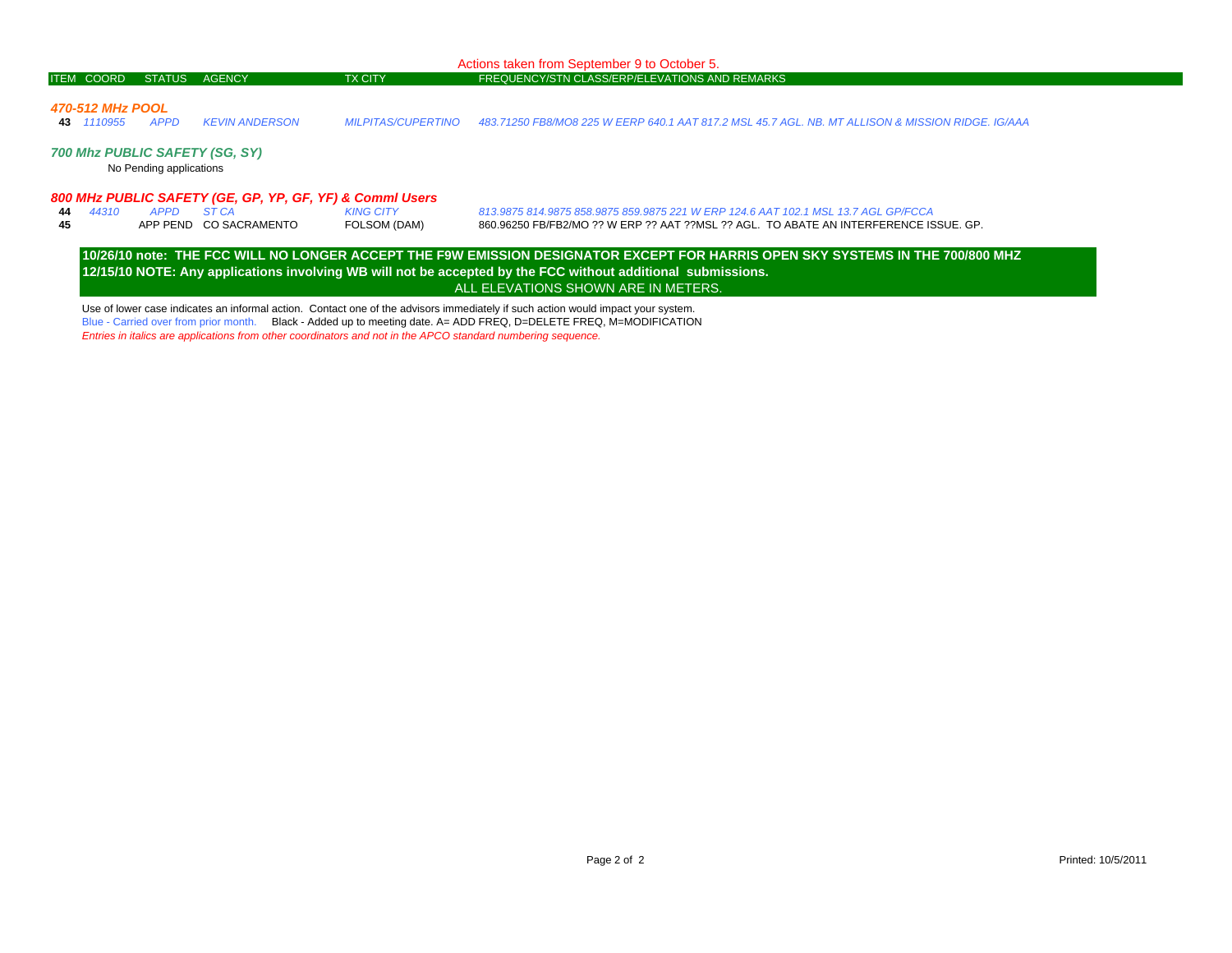Actions taken from September 9 to October 5.

| ITEM | COORD | STATUS | AGENCY | TX CITY | FREQUENCY/STN CLASS/ERP/ELEVATIONS AND REMARKS |
|---|---|---|---|---|---|
| ***470-512 MHz POOL*** | | | | | |
| **43** | *1110955* | *APPD* | *KEVIN ANDERSON* | *MILPITAS/CUPERTINO* | *483.71250 FB8/MO8 225 W EERP 640.1 AAT 817.2 MSL 45.7 AGL. NB. MT ALLISON & MISSION RIDGE. IG/AAA* |
| ***700 Mhz PUBLIC SAFETY (SG, SY)*** | | | | | |
| | No Pending applications | | | | |
| ***800 MHz PUBLIC SAFETY (GE, GP, YP, GF, YF) & Comml Users*** | | | | | |
| **44** | *44310* | *APPD* | *ST CA* | *KING CITY* | *813.9875 814.9875 858.9875 859.9875 221 W ERP 124.6 AAT 102.1 MSL 13.7 AGL GP/FCCA* |
| **45** | | APP PEND | CO SACRAMENTO | FOLSOM (DAM) | 860.96250 FB/FB2/MO ?? W ERP ?? AAT ??MSL ?? AGL. TO ABATE AN INTERFERENCE ISSUE. GP. |

**10/26/10 note: THE FCC WILL NO LONGER ACCEPT THE F9W EMISSION DESIGNATOR EXCEPT FOR HARRIS OPEN SKY SYSTEMS IN THE 700/800 MHZ**
**12/15/10 NOTE: Any applications involving WB will not be accepted by the FCC without additional submissions.**
ALL ELEVATIONS SHOWN ARE IN METERS.

Use of lower case indicates an informal action. Contact one of the advisors immediately if such action would impact your system.
Blue - Carried over from prior month. Black - Added up to meeting date. A= ADD FREQ, D=DELETE FREQ, M=MODIFICATION
*Entries in italics are applications from other coordinators and not in the APCO standard numbering sequence.*

Printed: 10/5/2011